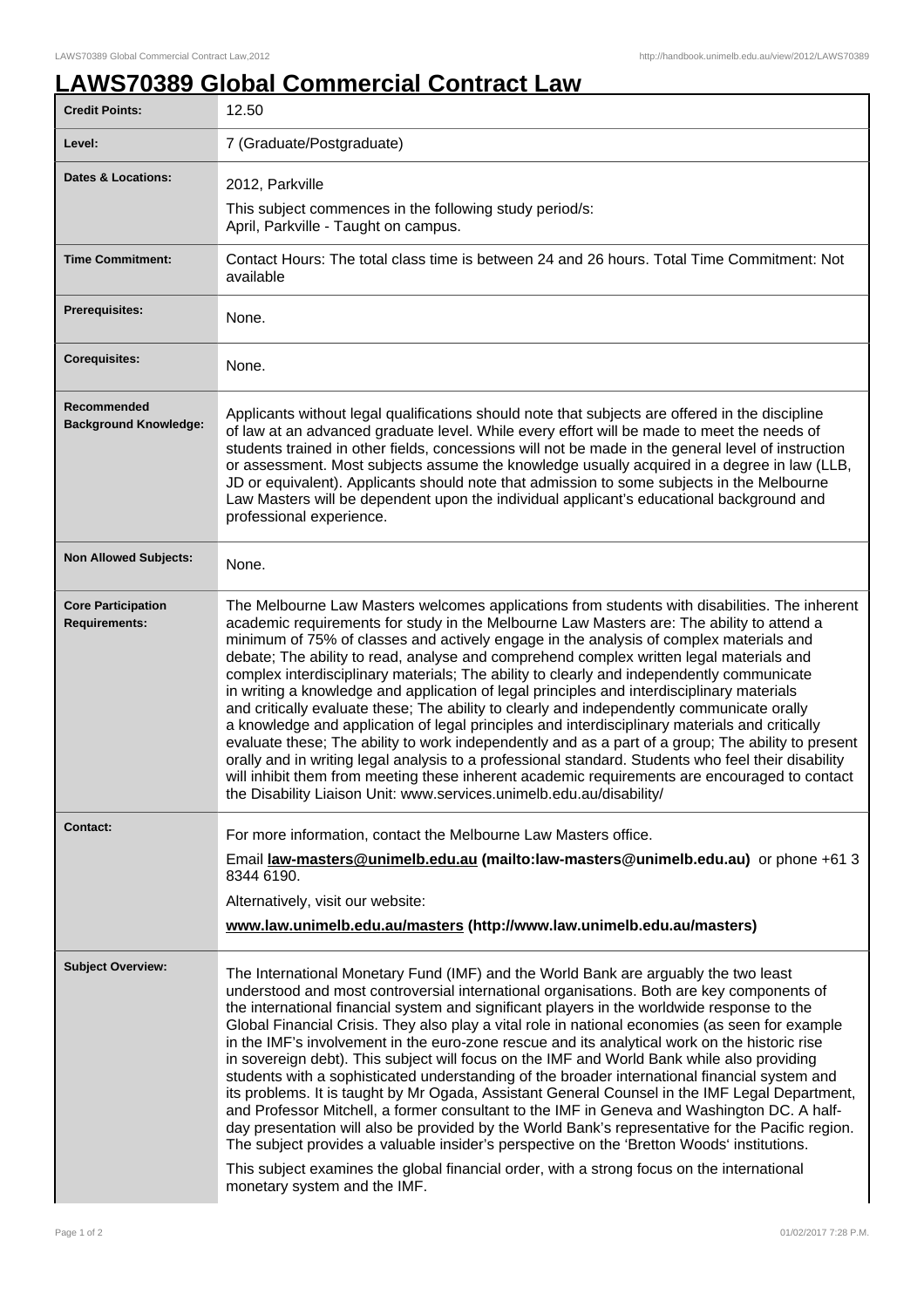# LAWS70389 Global Commercial Contract Law

| | |
|---|---|
| **Credit Points:** | 12.50 |
| **Level:** | 7 (Graduate/Postgraduate) |
| **Dates & Locations:** | 2012, Parkville<br>This subject commences in the following study period/s:<br>April, Parkville - Taught on campus. |
| **Time Commitment:** | Contact Hours: The total class time is between 24 and 26 hours. Total Time Commitment: Not available |
| **Prerequisites:** | None. |
| **Corequisites:** | None. |
| **Recommended Background Knowledge:** | Applicants without legal qualifications should note that subjects are offered in the discipline of law at an advanced graduate level. While every effort will be made to meet the needs of students trained in other fields, concessions will not be made in the general level of instruction or assessment. Most subjects assume the knowledge usually acquired in a degree in law (LLB, JD or equivalent). Applicants should note that admission to some subjects in the Melbourne Law Masters will be dependent upon the individual applicant's educational background and professional experience. |
| **Non Allowed Subjects:** | None. |
| **Core Participation Requirements:** | The Melbourne Law Masters welcomes applications from students with disabilities. The inherent academic requirements for study in the Melbourne Law Masters are: The ability to attend a minimum of 75% of classes and actively engage in the analysis of complex materials and debate; The ability to read, analyse and comprehend complex written legal materials and complex interdisciplinary materials; The ability to clearly and independently communicate in writing a knowledge and application of legal principles and interdisciplinary materials and critically evaluate these; The ability to clearly and independently communicate orally a knowledge and application of legal principles and interdisciplinary materials and critically evaluate these; The ability to work independently and as a part of a group; The ability to present orally and in writing legal analysis to a professional standard. Students who feel their disability will inhibit them from meeting these inherent academic requirements are encouraged to contact the Disability Liaison Unit: www.services.unimelb.edu.au/disability/ |
| **Contact:** | For more information, contact the Melbourne Law Masters office.<br>Email **law-masters@unimelb.edu.au (mailto:law-masters@unimelb.edu.au)** or phone +61 3 8344 6190.<br>Alternatively, visit our website:<br>**www.law.unimelb.edu.au/masters (http://www.law.unimelb.edu.au/masters)** |
| **Subject Overview:** | The International Monetary Fund (IMF) and the World Bank are arguably the two least understood and most controversial international organisations. Both are key components of the international financial system and significant players in the worldwide response to the Global Financial Crisis. They also play a vital role in national economies (as seen for example in the IMF's involvement in the euro-zone rescue and its analytical work on the historic rise in sovereign debt). This subject will focus on the IMF and World Bank while also providing students with a sophisticated understanding of the broader international financial system and its problems. It is taught by Mr Ogada, Assistant General Counsel in the IMF Legal Department, and Professor Mitchell, a former consultant to the IMF in Geneva and Washington DC. A half-day presentation will also be provided by the World Bank's representative for the Pacific region. The subject provides a valuable insider's perspective on the 'Bretton Woods' institutions.<br>This subject examines the global financial order, with a strong focus on the international monetary system and the IMF. |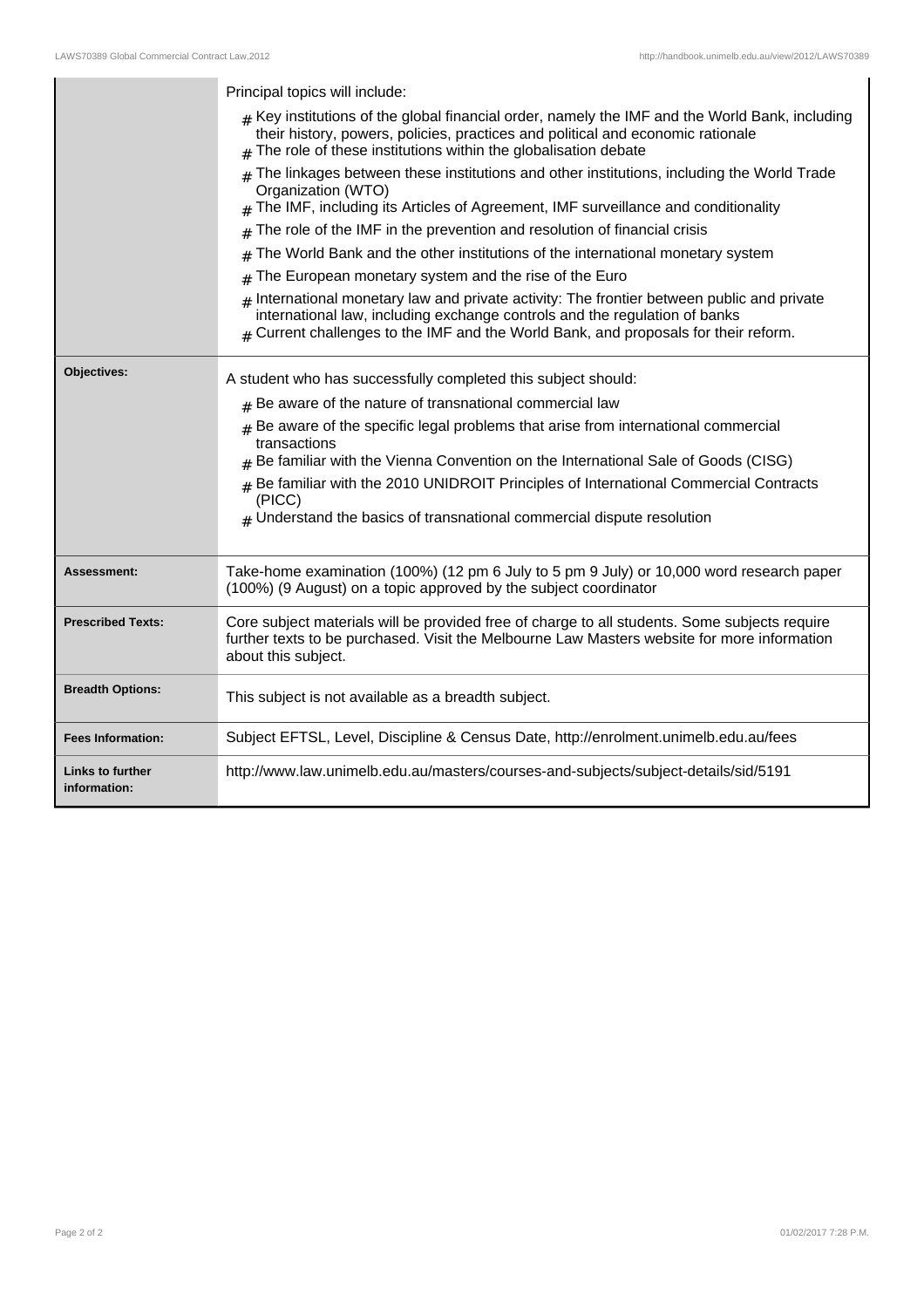| | |
|---|---|
| | Principal topics will include:<br><br># Key institutions of the global financial order, namely the IMF and the World Bank, including their history, powers, policies, practices and political and economic rationale<br># The role of these institutions within the globalisation debate<br># The linkages between these institutions and other institutions, including the World Trade Organization (WTO)<br># The IMF, including its Articles of Agreement, IMF surveillance and conditionality<br># The role of the IMF in the prevention and resolution of financial crisis<br># The World Bank and the other institutions of the international monetary system<br># The European monetary system and the rise of the Euro<br># International monetary law and private activity: The frontier between public and private international law, including exchange controls and the regulation of banks<br># Current challenges to the IMF and the World Bank, and proposals for their reform. |
| **Objectives:** | A student who has successfully completed this subject should:<br><br># Be aware of the nature of transnational commercial law<br># Be aware of the specific legal problems that arise from international commercial transactions<br># Be familiar with the Vienna Convention on the International Sale of Goods (CISG)<br># Be familiar with the 2010 UNIDROIT Principles of International Commercial Contracts (PICC)<br># Understand the basics of transnational commercial dispute resolution |
| **Assessment:** | Take-home examination (100%) (12 pm 6 July to 5 pm 9 July) or 10,000 word research paper (100%) (9 August) on a topic approved by the subject coordinator |
| **Prescribed Texts:** | Core subject materials will be provided free of charge to all students. Some subjects require further texts to be purchased. Visit the Melbourne Law Masters website for more information about this subject. |
| **Breadth Options:** | This subject is not available as a breadth subject. |
| **Fees Information:** | Subject EFTSL, Level, Discipline & Census Date, http://enrolment.unimelb.edu.au/fees |
| **Links to further information:** | http://www.law.unimelb.edu.au/masters/courses-and-subjects/subject-details/sid/5191 |